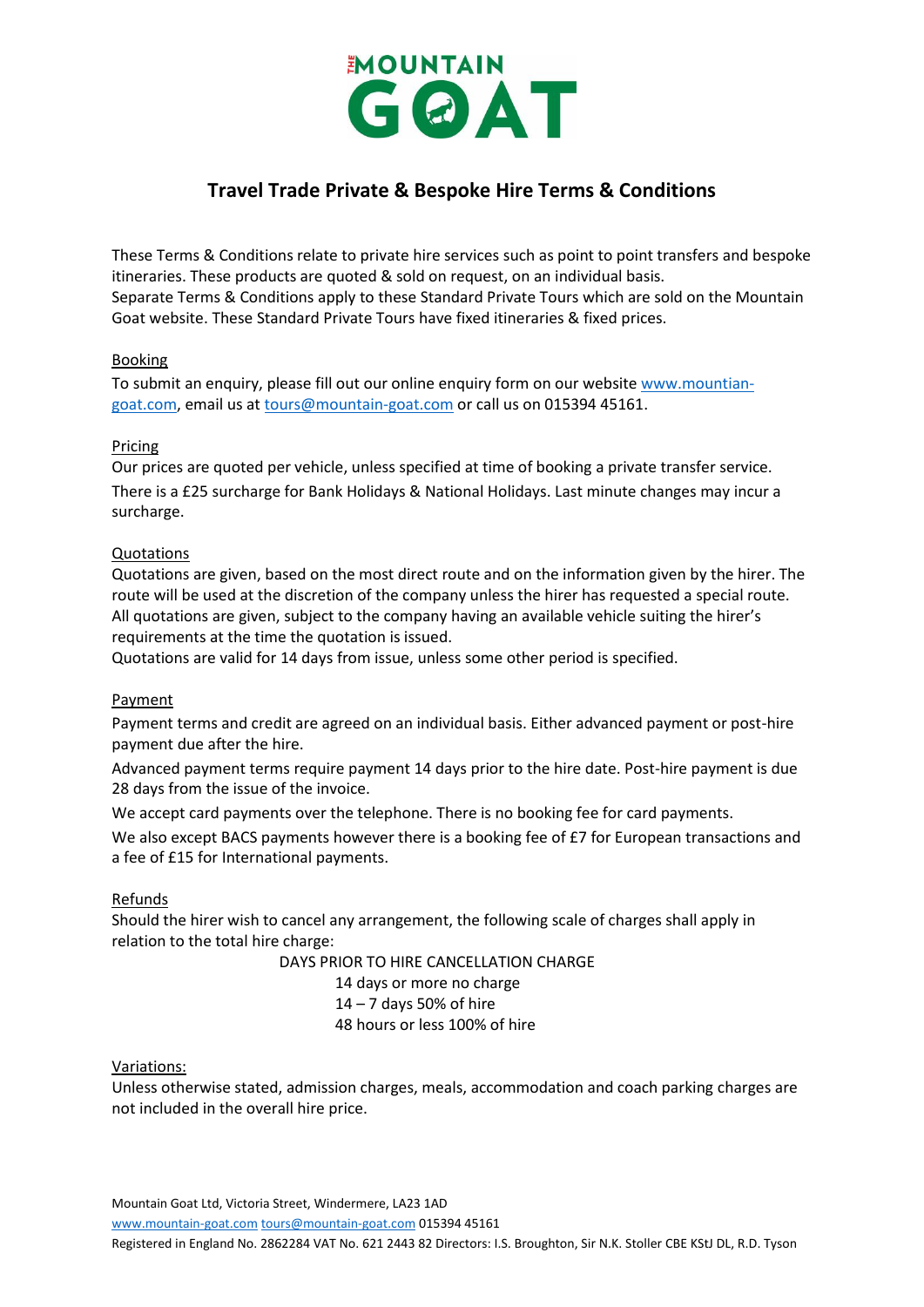# THE MOUNTAIN GOAT

## Travel Trade Private & Bespoke Hire Terms & Conditions

These Terms & Conditions relate to private hire services such as point to point transfers and bespoke itineraries. These products are quoted & sold on request, on an individual basis.
Separate Terms & Conditions apply to these Standard Private Tours which are sold on the Mountain Goat website. These Standard Private Tours have fixed itineraries & fixed prices.

### Booking

To submit an enquiry, please fill out our online enquiry form on our website www.mountian-goat.com, email us at tours@mountain-goat.com or call us on 015394 45161.

### Pricing

Our prices are quoted per vehicle, unless specified at time of booking a private transfer service.

There is a £25 surcharge for Bank Holidays & National Holidays. Last minute changes may incur a surcharge.

### Quotations

Quotations are given, based on the most direct route and on the information given by the hirer. The route will be used at the discretion of the company unless the hirer has requested a special route. All quotations are given, subject to the company having an available vehicle suiting the hirer's requirements at the time the quotation is issued.
Quotations are valid for 14 days from issue, unless some other period is specified.

### Payment

Payment terms and credit are agreed on an individual basis. Either advanced payment or post-hire payment due after the hire.

Advanced payment terms require payment 14 days prior to the hire date. Post-hire payment is due 28 days from the issue of the invoice.

We accept card payments over the telephone. There is no booking fee for card payments.

We also except BACS payments however there is a booking fee of £7 for European transactions and a fee of £15 for International payments.

### Refunds

Should the hirer wish to cancel any arrangement, the following scale of charges shall apply in relation to the total hire charge:

| DAYS PRIOR TO HIRE | CANCELLATION CHARGE |
|---|---|
| 14 days or more | no charge |
| 14 – 7 days | 50% of hire |
| 48 hours or less | 100% of hire |

### Variations:

Unless otherwise stated, admission charges, meals, accommodation and coach parking charges are not included in the overall hire price.

Mountain Goat Ltd, Victoria Street, Windermere, LA23 1AD
www.mountain-goat.com tours@mountain-goat.com 015394 45161
Registered in England No. 2862284 VAT No. 621 2443 82 Directors: I.S. Broughton, Sir N.K. Stoller CBE KStJ DL, R.D. Tyson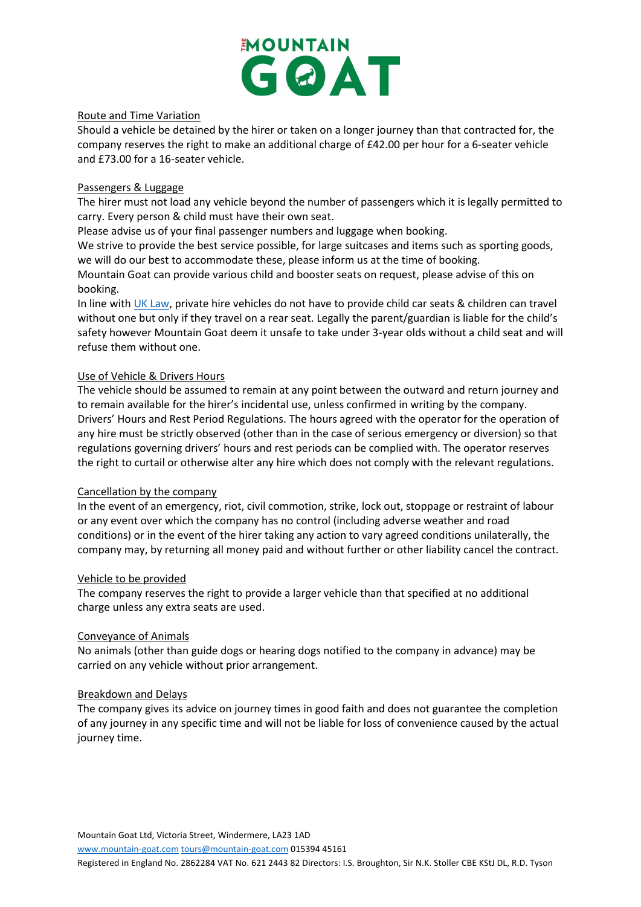## Route and Time Variation

Should a vehicle be detained by the hirer or taken on a longer journey than that contracted for, the company reserves the right to make an additional charge of £42.00 per hour for a 6-seater vehicle and £73.00 for a 16-seater vehicle.

## Passengers & Luggage

The hirer must not load any vehicle beyond the number of passengers which it is legally permitted to carry. Every person & child must have their own seat.

Please advise us of your final passenger numbers and luggage when booking.

We strive to provide the best service possible, for large suitcases and items such as sporting goods, we will do our best to accommodate these, please inform us at the time of booking.

Mountain Goat can provide various child and booster seats on request, please advise of this on booking.

In line with UK Law, private hire vehicles do not have to provide child car seats & children can travel without one but only if they travel on a rear seat. Legally the parent/guardian is liable for the child's safety however Mountain Goat deem it unsafe to take under 3-year olds without a child seat and will refuse them without one.

## Use of Vehicle & Drivers Hours

The vehicle should be assumed to remain at any point between the outward and return journey and to remain available for the hirer's incidental use, unless confirmed in writing by the company.

Drivers' Hours and Rest Period Regulations. The hours agreed with the operator for the operation of any hire must be strictly observed (other than in the case of serious emergency or diversion) so that regulations governing drivers' hours and rest periods can be complied with. The operator reserves the right to curtail or otherwise alter any hire which does not comply with the relevant regulations.

## Cancellation by the company

In the event of an emergency, riot, civil commotion, strike, lock out, stoppage or restraint of labour or any event over which the company has no control (including adverse weather and road conditions) or in the event of the hirer taking any action to vary agreed conditions unilaterally, the company may, by returning all money paid and without further or other liability cancel the contract.

## Vehicle to be provided

The company reserves the right to provide a larger vehicle than that specified at no additional charge unless any extra seats are used.

## Conveyance of Animals

No animals (other than guide dogs or hearing dogs notified to the company in advance) may be carried on any vehicle without prior arrangement.

## Breakdown and Delays

The company gives its advice on journey times in good faith and does not guarantee the completion of any journey in any specific time and will not be liable for loss of convenience caused by the actual journey time.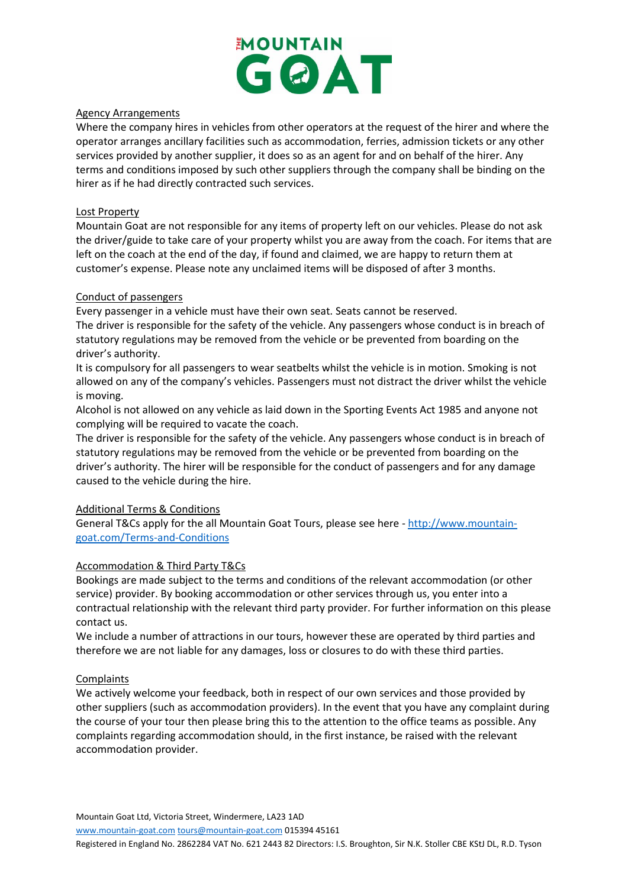## Agency Arrangements

Where the company hires in vehicles from other operators at the request of the hirer and where the operator arranges ancillary facilities such as accommodation, ferries, admission tickets or any other services provided by another supplier, it does so as an agent for and on behalf of the hirer. Any terms and conditions imposed by such other suppliers through the company shall be binding on the hirer as if he had directly contracted such services.

## Lost Property

Mountain Goat are not responsible for any items of property left on our vehicles. Please do not ask the driver/guide to take care of your property whilst you are away from the coach. For items that are left on the coach at the end of the day, if found and claimed, we are happy to return them at customer's expense. Please note any unclaimed items will be disposed of after 3 months.

## Conduct of passengers

Every passenger in a vehicle must have their own seat. Seats cannot be reserved.

The driver is responsible for the safety of the vehicle. Any passengers whose conduct is in breach of statutory regulations may be removed from the vehicle or be prevented from boarding on the driver's authority.

It is compulsory for all passengers to wear seatbelts whilst the vehicle is in motion. Smoking is not allowed on any of the company's vehicles. Passengers must not distract the driver whilst the vehicle is moving.

Alcohol is not allowed on any vehicle as laid down in the Sporting Events Act 1985 and anyone not complying will be required to vacate the coach.

The driver is responsible for the safety of the vehicle. Any passengers whose conduct is in breach of statutory regulations may be removed from the vehicle or be prevented from boarding on the driver's authority. The hirer will be responsible for the conduct of passengers and for any damage caused to the vehicle during the hire.

## Additional Terms & Conditions

General T&Cs apply for the all Mountain Goat Tours, please see here - http://www.mountain-goat.com/Terms-and-Conditions

## Accommodation & Third Party T&Cs

Bookings are made subject to the terms and conditions of the relevant accommodation (or other service) provider. By booking accommodation or other services through us, you enter into a contractual relationship with the relevant third party provider. For further information on this please contact us.

We include a number of attractions in our tours, however these are operated by third parties and therefore we are not liable for any damages, loss or closures to do with these third parties.

## Complaints

We actively welcome your feedback, both in respect of our own services and those provided by other suppliers (such as accommodation providers). In the event that you have any complaint during the course of your tour then please bring this to the attention to the office teams as possible. Any complaints regarding accommodation should, in the first instance, be raised with the relevant accommodation provider.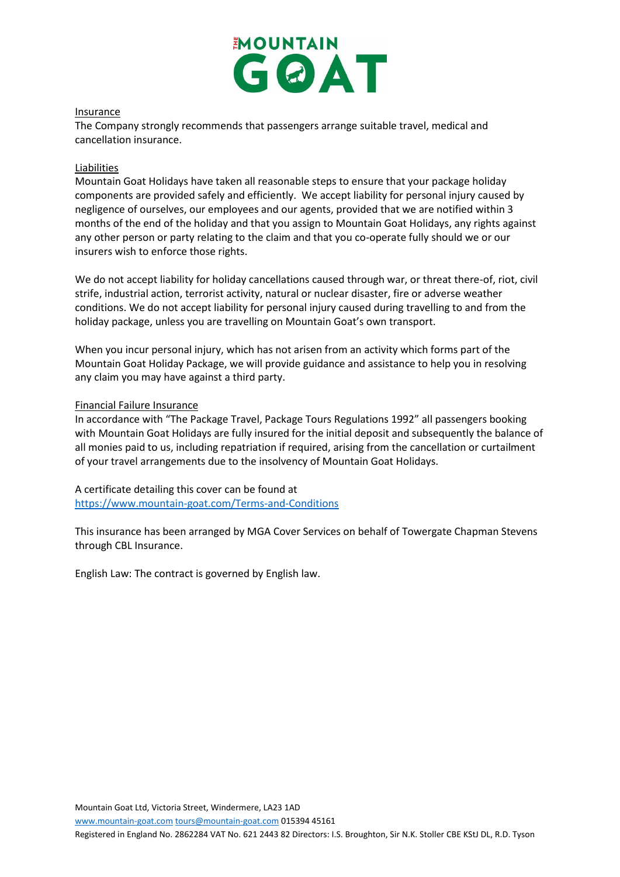THE MOUNTAIN GOAT

Insurance

The Company strongly recommends that passengers arrange suitable travel, medical and cancellation insurance.

Liabilities

Mountain Goat Holidays have taken all reasonable steps to ensure that your package holiday components are provided safely and efficiently. We accept liability for personal injury caused by negligence of ourselves, our employees and our agents, provided that we are notified within 3 months of the end of the holiday and that you assign to Mountain Goat Holidays, any rights against any other person or party relating to the claim and that you co-operate fully should we or our insurers wish to enforce those rights.

We do not accept liability for holiday cancellations caused through war, or threat there-of, riot, civil strife, industrial action, terrorist activity, natural or nuclear disaster, fire or adverse weather conditions. We do not accept liability for personal injury caused during travelling to and from the holiday package, unless you are travelling on Mountain Goat's own transport.

When you incur personal injury, which has not arisen from an activity which forms part of the Mountain Goat Holiday Package, we will provide guidance and assistance to help you in resolving any claim you may have against a third party.

Financial Failure Insurance

In accordance with "The Package Travel, Package Tours Regulations 1992" all passengers booking with Mountain Goat Holidays are fully insured for the initial deposit and subsequently the balance of all monies paid to us, including repatriation if required, arising from the cancellation or curtailment of your travel arrangements due to the insolvency of Mountain Goat Holidays.

A certificate detailing this cover can be found at
https://www.mountain-goat.com/Terms-and-Conditions

This insurance has been arranged by MGA Cover Services on behalf of Towergate Chapman Stevens through CBL Insurance.

English Law: The contract is governed by English law.

Mountain Goat Ltd, Victoria Street, Windermere, LA23 1AD
www.mountain-goat.com tours@mountain-goat.com 015394 45161
Registered in England No. 2862284 VAT No. 621 2443 82 Directors: I.S. Broughton, Sir N.K. Stoller CBE KStJ DL, R.D. Tyson